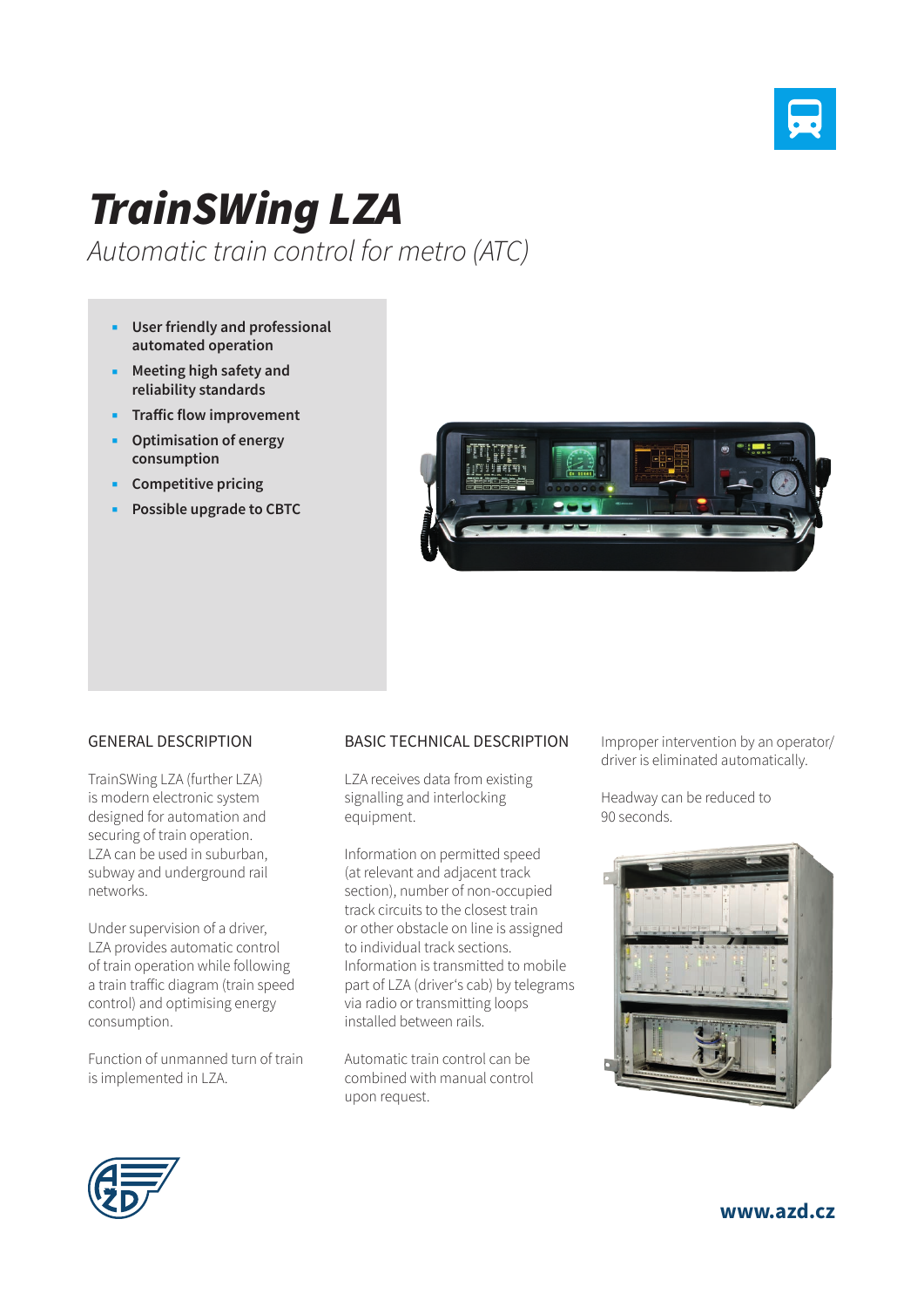# TrainSWing LZA

*Automatic train control for metro (ATC)*

- **User friendly and professional automated operation**
- **Meeting high safety and reliability standards**
- **Traffic flow improvement**
- **Optimisation of energy consumption**
- **Competitive pricing**
- **Possible upgrade to CBTC**

## GENERAL DESCRIPTION

TrainSWing LZA (further LZA) is modern electronic system designed for automation and securing of train operation. LZA can be used in suburban, subway and underground rail networks.

Under supervision of a driver, LZA provides automatic control of train operation while following a train traffic diagram (train speed control) and optimising energy consumption.

Function of unmanned turn of train is implemented in LZA.

## BASIC TECHNICAL DESCRIPTION

LZA receives data from existing signalling and interlocking equipment.

Information on permitted speed (at relevant and adjacent track section), number of non-occupied track circuits to the closest train or other obstacle on line is assigned to individual track sections. Information is transmitted to mobile part of LZA (driver's cab) by telegrams via radio or transmitting loops installed between rails.

Automatic train control can be combined with manual control upon request.

Improper intervention by an operator/driver is eliminated automatically.

Headway can be reduced to 90 seconds.

www.azd.cz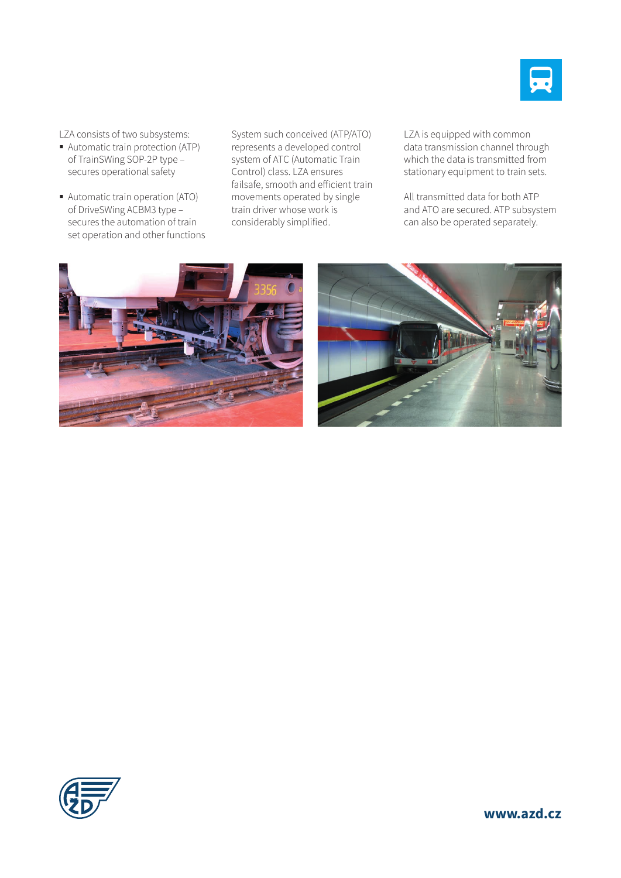LZA consists of two subsystems:

- Automatic train protection (ATP) of TrainSWing SOP-2P type – secures operational safety
- Automatic train operation (ATO) of DriveSWing ACBM3 type – secures the automation of train set operation and other functions

System such conceived (ATP/ATO) represents a developed control system of ATC (Automatic Train Control) class. LZA ensures failsafe, smooth and efficient train movements operated by single train driver whose work is considerably simplified.

LZA is equipped with common data transmission channel through which the data is transmitted from stationary equipment to train sets.

All transmitted data for both ATP and ATO are secured. ATP subsystem can also be operated separately.

www.azd.cz